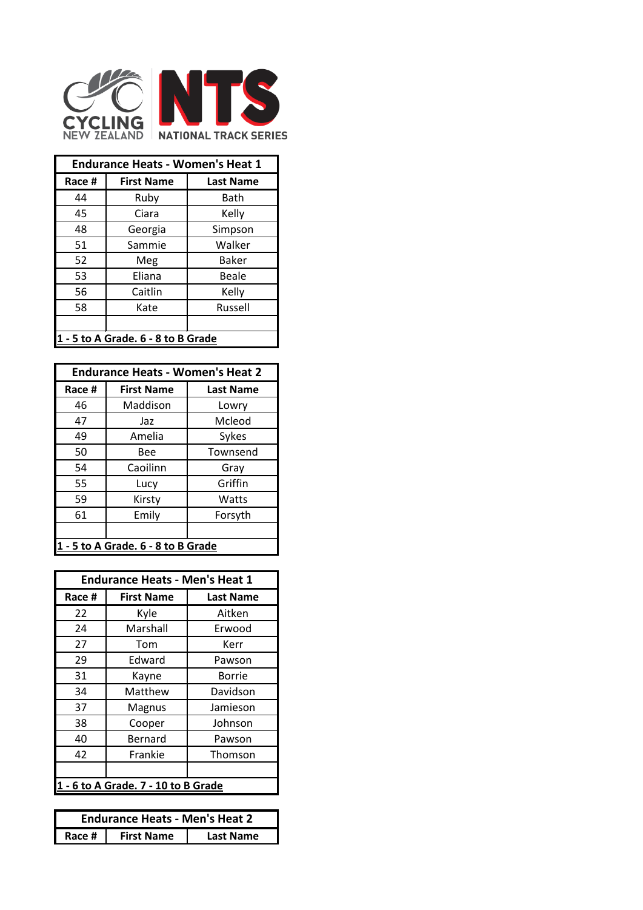CYCLING NEW ZEALAND

NTS NATIONAL TRACK SERIES

| Endurance Heats - Women's Heat 1 | | |
|---|---|---|
| **Race #** | **First Name** | **Last Name** |
| 44 | Ruby | Bath |
| 45 | Ciara | Kelly |
| 48 | Georgia | Simpson |
| 51 | Sammie | Walker |
| 52 | Meg | Baker |
| 53 | Eliana | Beale |
| 56 | Caitlin | Kelly |
| 58 | Kate | Russell |
| | | |
| 1 - 5 to A Grade. 6 - 8 to B Grade | | |

| Endurance Heats - Women's Heat 2 | | |
|---|---|---|
| **Race #** | **First Name** | **Last Name** |
| 46 | Maddison | Lowry |
| 47 | Jaz | Mcleod |
| 49 | Amelia | Sykes |
| 50 | Bee | Townsend |
| 54 | Caoilinn | Gray |
| 55 | Lucy | Griffin |
| 59 | Kirsty | Watts |
| 61 | Emily | Forsyth |
| | | |
| 1 - 5 to A Grade. 6 - 8 to B Grade | | |

| Endurance Heats - Men's Heat 1 | | |
|---|---|---|
| **Race #** | **First Name** | **Last Name** |
| 22 | Kyle | Aitken |
| 24 | Marshall | Erwood |
| 27 | Tom | Kerr |
| 29 | Edward | Pawson |
| 31 | Kayne | Borrie |
| 34 | Matthew | Davidson |
| 37 | Magnus | Jamieson |
| 38 | Cooper | Johnson |
| 40 | Bernard | Pawson |
| 42 | Frankie | Thomson |
| | | |
| 1 - 6 to A Grade. 7 - 10 to B Grade | | |

| Endurance Heats - Men's Heat 2 | | |
|---|---|---|
| **Race #** | **First Name** | **Last Name** |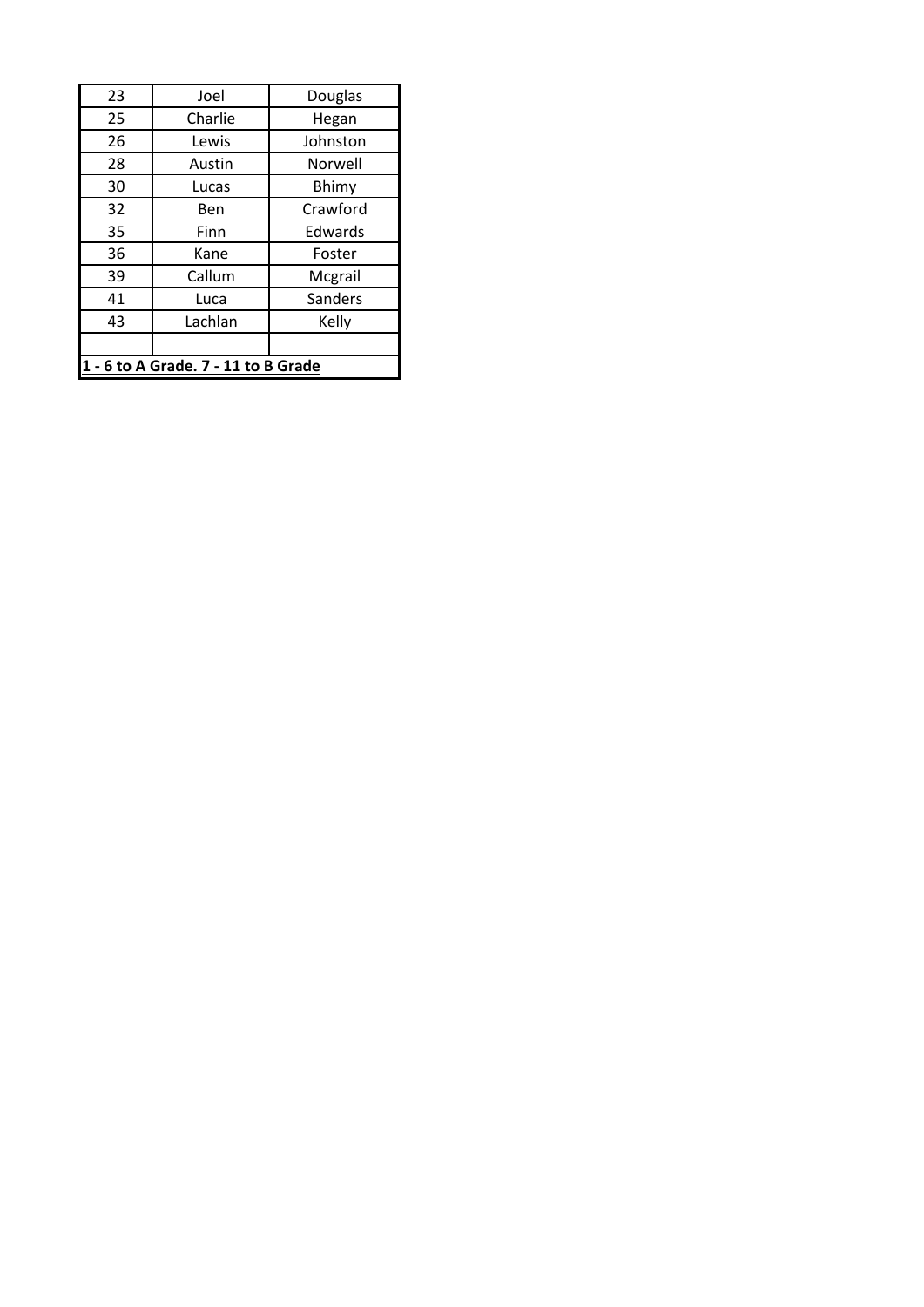| | | |
|---|---|---|
| 23 | Joel | Douglas |
| 25 | Charlie | Hegan |
| 26 | Lewis | Johnston |
| 28 | Austin | Norwell |
| 30 | Lucas | Bhimy |
| 32 | Ben | Crawford |
| 35 | Finn | Edwards |
| 36 | Kane | Foster |
| 39 | Callum | Mcgrail |
| 41 | Luca | Sanders |
| 43 | Lachlan | Kelly |
| | | |
| **1 - 6 to A Grade. 7 - 11 to B Grade** | | |